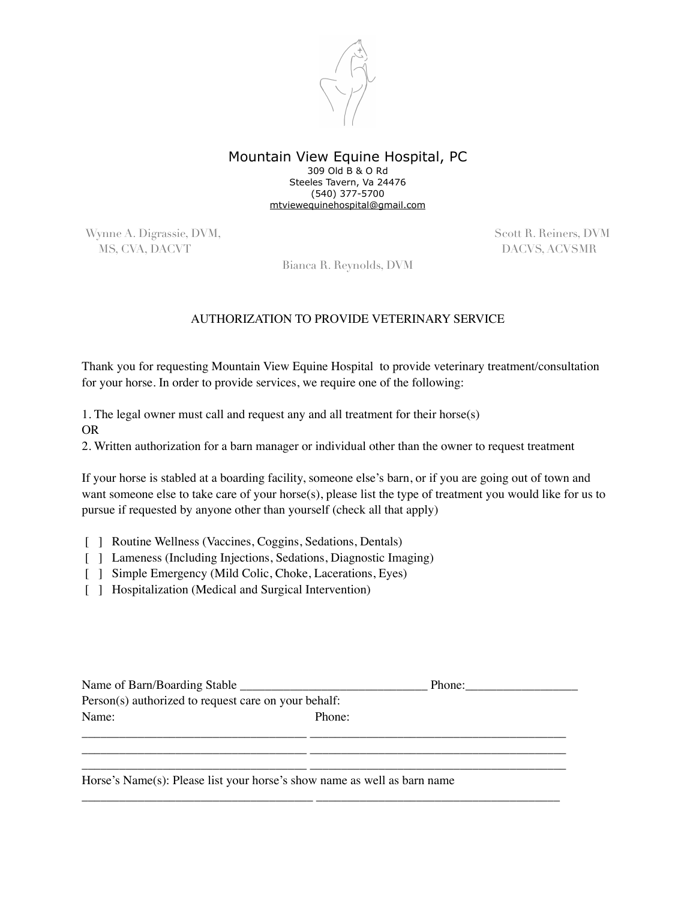# Mountain View Equine Hospital, PC

309 Old B & O Rd
Steeles Tavern, Va 24476
(540) 377-5700
mtviewequinehospital@gmail.com

Wynne A. Digrassie, DVM, MS, CVA, DACVT

Scott R. Reiners, DVM DACVS, ACVSMR

Bianca R. Reynolds, DVM

## AUTHORIZATION TO PROVIDE VETERINARY SERVICE

Thank you for requesting Mountain View Equine Hospital to provide veterinary treatment/consultation for your horse. In order to provide services, we require one of the following:

1. The legal owner must call and request any and all treatment for their horse(s)

OR

2. Written authorization for a barn manager or individual other than the owner to request treatment

If your horse is stabled at a boarding facility, someone else's barn, or if you are going out of town and want someone else to take care of your horse(s), please list the type of treatment you would like for us to pursue if requested by anyone other than yourself (check all that apply)

[ ] Routine Wellness (Vaccines, Coggins, Sedations, Dentals)
[ ] Lameness (Including Injections, Sedations, Diagnostic Imaging)
[ ] Simple Emergency (Mild Colic, Choke, Lacerations, Eyes)
[ ] Hospitalization (Medical and Surgical Intervention)

Name of Barn/Boarding Stable ______________________________ Phone:__________________

Person(s) authorized to request care on your behalf:

| Name: | Phone: |
| --- | --- |
| ___________________________________ | _________________________________________ |
| ___________________________________ | _________________________________________ |
| ___________________________________ | _________________________________________ |

Horse's Name(s): Please list your horse's show name as well as barn name

_____________________________________ _______________________________________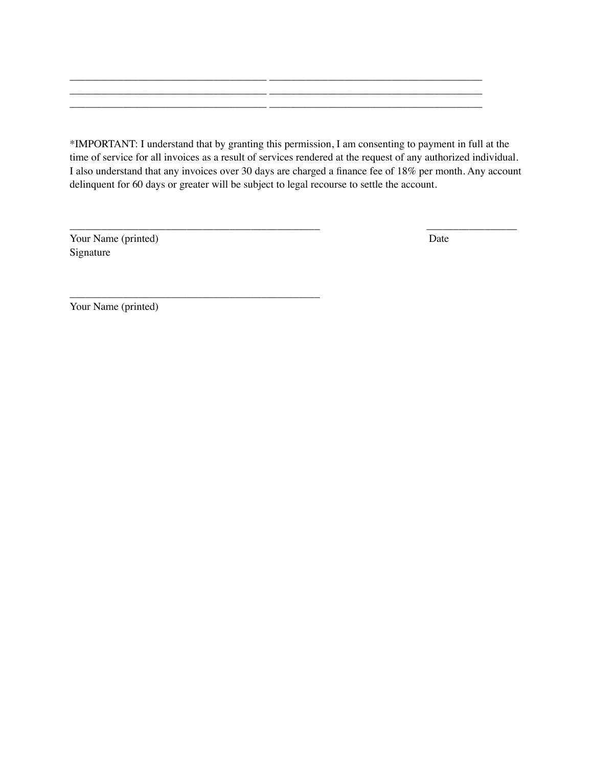\_\_\_\_\_\_\_\_\_\_\_\_\_\_\_\_\_\_\_\_\_\_\_\_\_\_\_\_\_\_\_\_\_\_\_\_ \_\_\_\_\_\_\_\_\_\_\_\_\_\_\_\_\_\_\_\_\_\_\_\_\_\_\_\_\_\_\_\_\_\_\_\_\_\_\_
\_\_\_\_\_\_\_\_\_\_\_\_\_\_\_\_\_\_\_\_\_\_\_\_\_\_\_\_\_\_\_\_\_\_\_\_ \_\_\_\_\_\_\_\_\_\_\_\_\_\_\_\_\_\_\_\_\_\_\_\_\_\_\_\_\_\_\_\_\_\_\_\_\_\_\_
\_\_\_\_\_\_\_\_\_\_\_\_\_\_\_\_\_\_\_\_\_\_\_\_\_\_\_\_\_\_\_\_\_\_\_\_ \_\_\_\_\_\_\_\_\_\_\_\_\_\_\_\_\_\_\_\_\_\_\_\_\_\_\_\_\_\_\_\_\_\_\_\_\_\_\_

*IMPORTANT: I understand that by granting this permission, I am consenting to payment in full at the time of service for all invoices as a result of services rendered at the request of any authorized individual. I also understand that any invoices over 30 days are charged a finance fee of 18% per month. Any account delinquent for 60 days or greater will be subject to legal recourse to settle the account.

\_\_\_\_\_\_\_\_\_\_\_\_\_\_\_\_\_\_\_\_\_\_\_\_\_\_\_\_\_\_\_\_\_\_\_\_\_\_\_\_\_\_\_\_\_\_ \_\_\_\_\_\_\_\_\_\_\_\_\_\_\_\_\_
Your Name (printed) Date
Signature

\_\_\_\_\_\_\_\_\_\_\_\_\_\_\_\_\_\_\_\_\_\_\_\_\_\_\_\_\_\_\_\_\_\_\_\_\_\_\_\_\_\_\_\_\_\_
Your Name (printed)